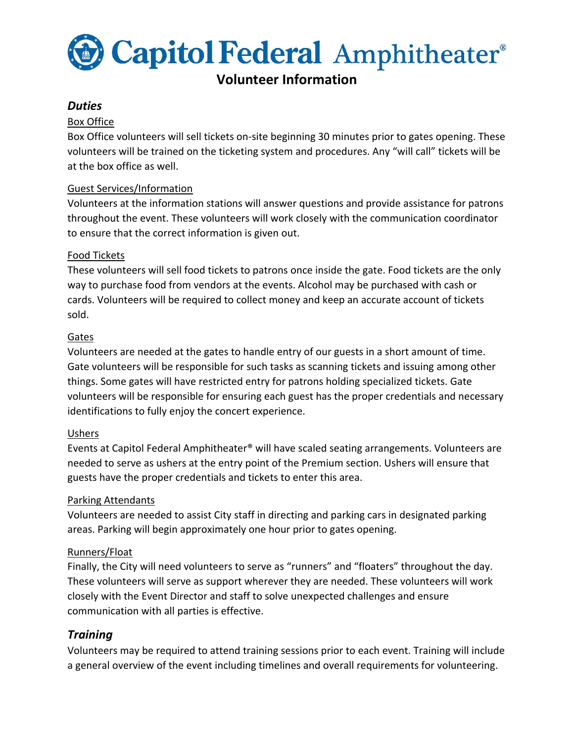# Capitol Federal Amphitheater®

## Volunteer Information

### *Duties*

Box Office

Box Office volunteers will sell tickets on-site beginning 30 minutes prior to gates opening. These volunteers will be trained on the ticketing system and procedures. Any "will call" tickets will be at the box office as well.

Guest Services/Information

Volunteers at the information stations will answer questions and provide assistance for patrons throughout the event. These volunteers will work closely with the communication coordinator to ensure that the correct information is given out.

Food Tickets

These volunteers will sell food tickets to patrons once inside the gate. Food tickets are the only way to purchase food from vendors at the events. Alcohol may be purchased with cash or cards. Volunteers will be required to collect money and keep an accurate account of tickets sold.

Gates

Volunteers are needed at the gates to handle entry of our guests in a short amount of time. Gate volunteers will be responsible for such tasks as scanning tickets and issuing among other things. Some gates will have restricted entry for patrons holding specialized tickets. Gate volunteers will be responsible for ensuring each guest has the proper credentials and necessary identifications to fully enjoy the concert experience.

Ushers

Events at Capitol Federal Amphitheater® will have scaled seating arrangements. Volunteers are needed to serve as ushers at the entry point of the Premium section. Ushers will ensure that guests have the proper credentials and tickets to enter this area.

Parking Attendants

Volunteers are needed to assist City staff in directing and parking cars in designated parking areas. Parking will begin approximately one hour prior to gates opening.

Runners/Float

Finally, the City will need volunteers to serve as "runners" and "floaters" throughout the day. These volunteers will serve as support wherever they are needed. These volunteers will work closely with the Event Director and staff to solve unexpected challenges and ensure communication with all parties is effective.

### *Training*

Volunteers may be required to attend training sessions prior to each event. Training will include a general overview of the event including timelines and overall requirements for volunteering.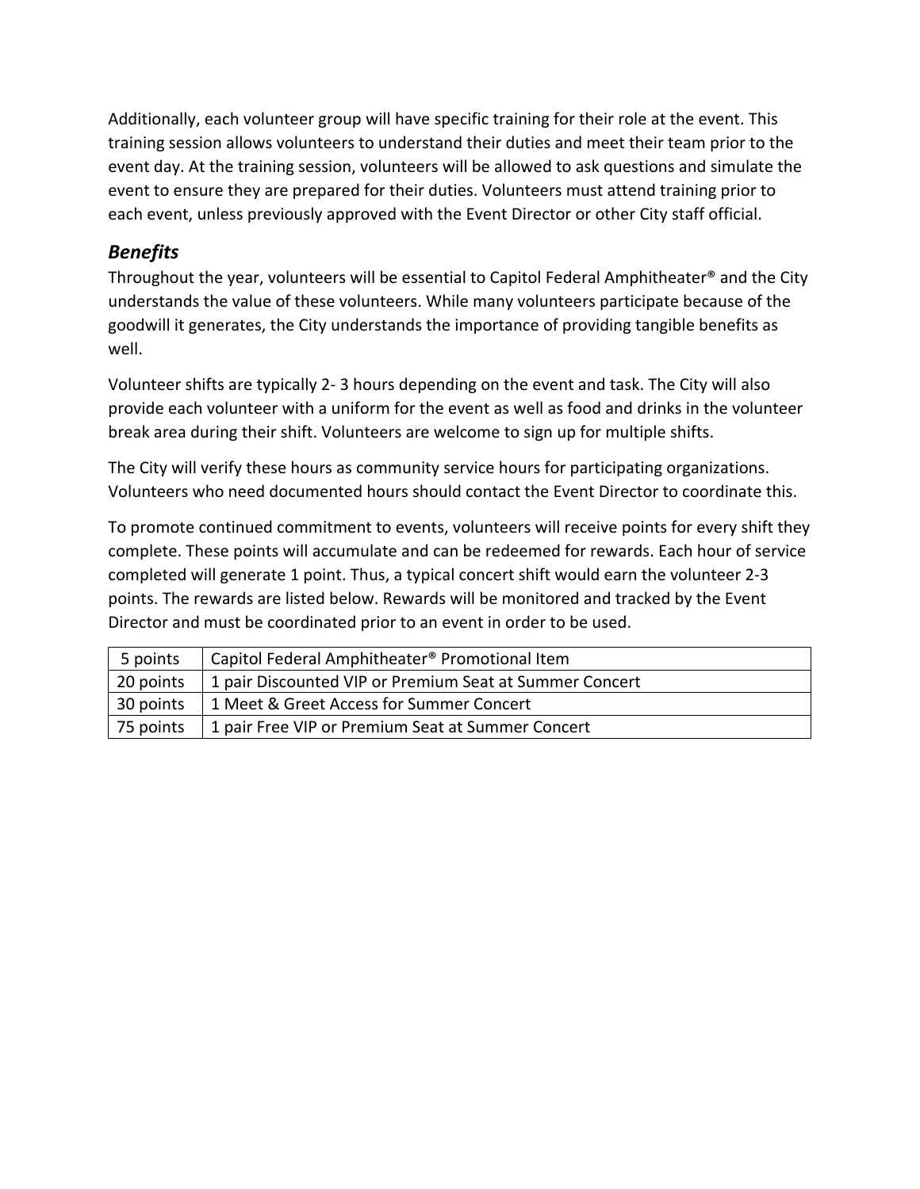Additionally, each volunteer group will have specific training for their role at the event. This training session allows volunteers to understand their duties and meet their team prior to the event day. At the training session, volunteers will be allowed to ask questions and simulate the event to ensure they are prepared for their duties. Volunteers must attend training prior to each event, unless previously approved with the Event Director or other City staff official.

### *Benefits*

Throughout the year, volunteers will be essential to Capitol Federal Amphitheater® and the City understands the value of these volunteers. While many volunteers participate because of the goodwill it generates, the City understands the importance of providing tangible benefits as well.

Volunteer shifts are typically 2- 3 hours depending on the event and task. The City will also provide each volunteer with a uniform for the event as well as food and drinks in the volunteer break area during their shift. Volunteers are welcome to sign up for multiple shifts.

The City will verify these hours as community service hours for participating organizations. Volunteers who need documented hours should contact the Event Director to coordinate this.

To promote continued commitment to events, volunteers will receive points for every shift they complete. These points will accumulate and can be redeemed for rewards. Each hour of service completed will generate 1 point. Thus, a typical concert shift would earn the volunteer 2-3 points. The rewards are listed below. Rewards will be monitored and tracked by the Event Director and must be coordinated prior to an event in order to be used.

| | |
|---|---|
| 5 points | Capitol Federal Amphitheater® Promotional Item |
| 20 points | 1 pair Discounted VIP or Premium Seat at Summer Concert |
| 30 points | 1 Meet & Greet Access for Summer Concert |
| 75 points | 1 pair Free VIP or Premium Seat at Summer Concert |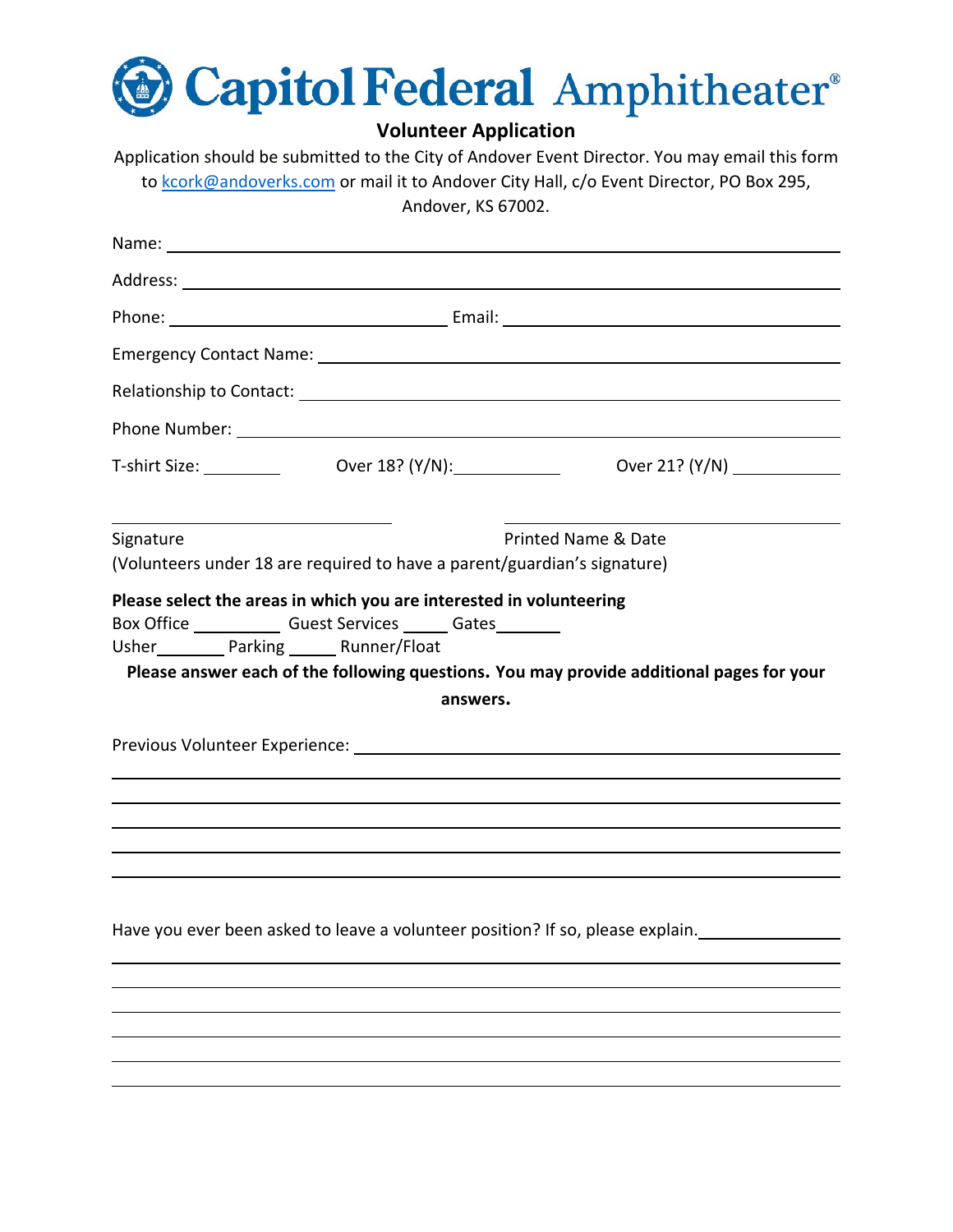# Capitol Federal Amphitheater®

## Volunteer Application

Application should be submitted to the City of Andover Event Director. You may email this form to kcork@andoverks.com or mail it to Andover City Hall, c/o Event Director, PO Box 295, Andover, KS 67002.

Name: ______________________________________________

Address: ______________________________________________

Phone: ____________________ Email: ____________________

Emergency Contact Name: ______________________________________________

Relationship to Contact: ______________________________________________

Phone Number: ______________________________________________

T-shirt Size: ________ Over 18? (Y/N): ________ Over 21? (Y/N) ________

______________________ ______________________

Signature Printed Name & Date

(Volunteers under 18 are required to have a parent/guardian's signature)

**Please select the areas in which you are interested in volunteering**

Box Office ________ Guest Services _____ Gates_______

Usher_______ Parking _____ Runner/Float

**Please answer each of the following questions. You may provide additional pages for your answers.**

Previous Volunteer Experience: ______________________________________________

______________________________________________

______________________________________________

______________________________________________

______________________________________________

______________________________________________

Have you ever been asked to leave a volunteer position? If so, please explain.______________

______________________________________________

______________________________________________

______________________________________________

______________________________________________

______________________________________________

______________________________________________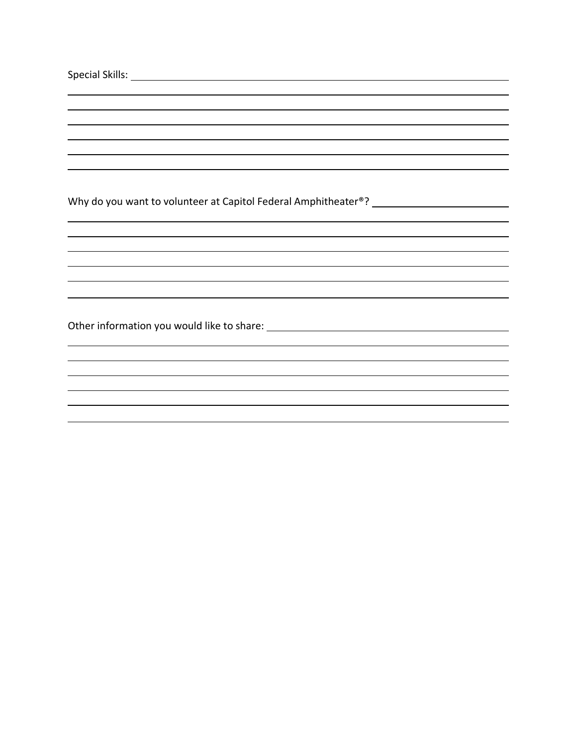Special Skills: ______________________________________________

______________________________________________

______________________________________________

______________________________________________

______________________________________________

______________________________________________

______________________________________________

Why do you want to volunteer at Capitol Federal Amphitheater®? ______________________

______________________________________________

______________________________________________

______________________________________________

______________________________________________

______________________________________________

______________________________________________

Other information you would like to share: ______________________________

______________________________________________

______________________________________________

______________________________________________

______________________________________________

______________________________________________

______________________________________________